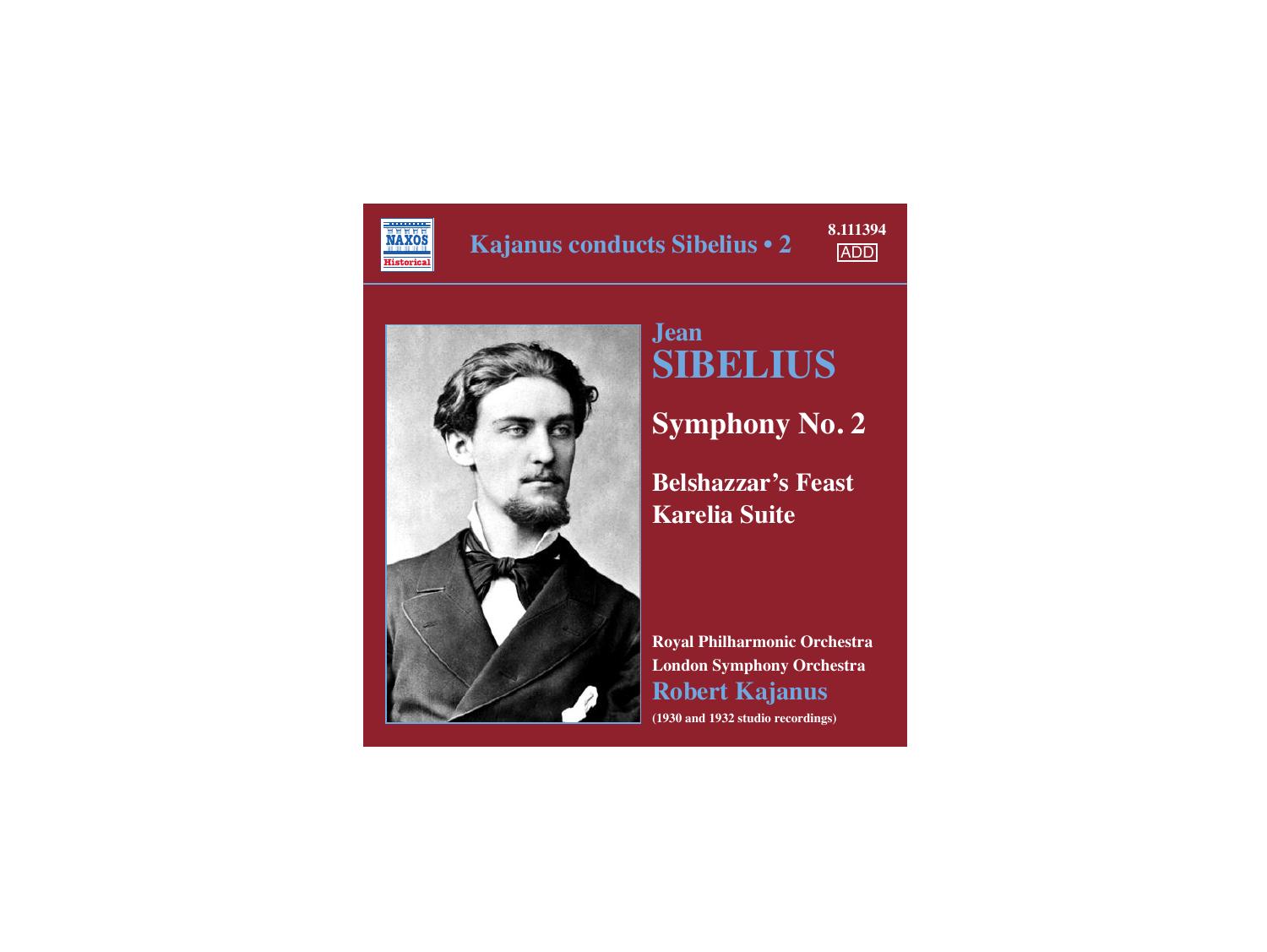NAXOS Historical

# Kajanus conducts Sibelius • 2

8.111394

ADD

## Jean SIBELIUS

## Symphony No. 2

## Belshazzar's Feast
## Karelia Suite

**Royal Philharmonic Orchestra**
**London Symphony Orchestra**
**Robert Kajanus**

**(1930 and 1932 studio recordings)**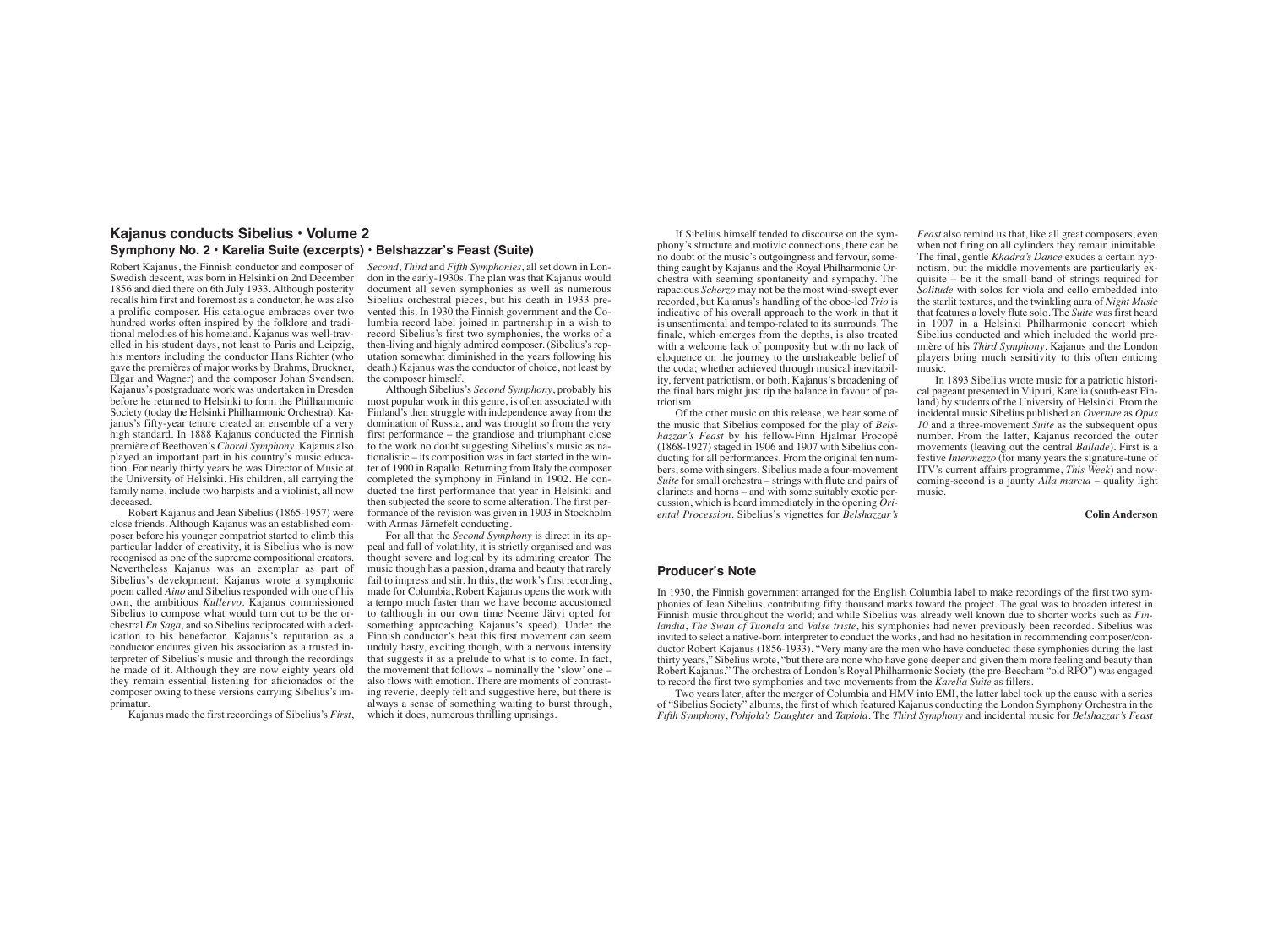## Kajanus conducts Sibelius • Volume 2

### Symphony No. 2 • Karelia Suite (excerpts) • Belshazzar's Feast (Suite)

Robert Kajanus, the Finnish conductor and composer of Swedish descent, was born in Helsinki on 2nd December 1856 and died there on 6th July 1933. Although posterity recalls him first and foremost as a conductor, he was also a prolific composer. His catalogue embraces over two hundred works often inspired by the folklore and traditional melodies of his homeland. Kajanus was well-travelled in his student days, not least to Paris and Leipzig, his mentors including the conductor Hans Richter (who gave the premières of major works by Brahms, Bruckner, Elgar and Wagner) and the composer Johan Svendsen. Kajanus's postgraduate work was undertaken in Dresden before he returned to Helsinki to form the Philharmonic Society (today the Helsinki Philharmonic Orchestra). Kajanus's fifty-year tenure created an ensemble of a very high standard. In 1888 Kajanus conducted the Finnish première of Beethoven's *Choral Symphony*. Kajanus also played an important part in his country's music education. For nearly thirty years he was Director of Music at the University of Helsinki. His children, all carrying the family name, include two harpists and a violinist, all now deceased.

Robert Kajanus and Jean Sibelius (1865-1957) were close friends. Although Kajanus was an established composer before his younger compatriot started to climb this particular ladder of creativity, it is Sibelius who is now recognised as one of the supreme compositional creators. Nevertheless Kajanus was an exemplar as part of Sibelius's development: Kajanus wrote a symphonic poem called *Aino* and Sibelius responded with one of his own, the ambitious *Kullervo*. Kajanus commissioned Sibelius to compose what would turn out to be the orchestral *En Saga*, and so Sibelius reciprocated with a dedication to his benefactor. Kajanus's reputation as a conductor endures given his association as a trusted interpreter of Sibelius's music and through the recordings he made of it. Although they are now eighty years old they remain essential listening for aficionados of the composer owing to these versions carrying Sibelius's imprimatur.

Kajanus made the first recordings of Sibelius's *First*, *Second*, *Third* and *Fifth Symphonies*, all set down in London in the early-1930s. The plan was that Kajanus would document all seven symphonies as well as numerous Sibelius orchestral pieces, but his death in 1933 prevented this. In 1930 the Finnish government and the Columbia record label joined in partnership in a wish to record Sibelius's first two symphonies, the works of a then-living and highly admired composer. (Sibelius's reputation somewhat diminished in the years following his death.) Kajanus was the conductor of choice, not least by the composer himself.

Although Sibelius's *Second Symphony*, probably his most popular work in this genre, is often associated with Finland's then struggle with independence away from the domination of Russia, and was thought so from the very first performance – the grandiose and triumphant close to the work no doubt suggesting Sibelius's music as nationalistic – its composition was in fact started in the winter of 1900 in Rapallo. Returning from Italy the composer completed the symphony in Finland in 1902. He conducted the first performance that year in Helsinki and then subjected the score to some alteration. The first performance of the revision was given in 1903 in Stockholm with Armas Järnefelt conducting.

For all that the *Second Symphony* is direct in its appeal and full of volatility, it is strictly organised and was thought severe and logical by its admiring creator. The music though has a passion, drama and beauty that rarely fail to impress and stir. In this, the work's first recording, made for Columbia, Robert Kajanus opens the work with a tempo much faster than we have become accustomed to (although in our own time Neeme Järvi opted for something approaching Kajanus's speed). Under the Finnish conductor's beat this first movement can seem unduly hasty, exciting though, with a nervous intensity that suggests it as a prelude to what is to come. In fact, the movement that follows – nominally the 'slow' one – also flows with emotion. There are moments of contrasting reverie, deeply felt and suggestive here, but there is always a sense of something waiting to burst through, which it does, numerous thrilling uprisings.

If Sibelius himself tended to discourse on the symphony's structure and motivic connections, there can be no doubt of the music's outgoingness and fervour, something caught by Kajanus and the Royal Philharmonic Orchestra with seeming spontaneity and sympathy. The rapacious *Scherzo* may not be the most wind-swept ever recorded, but Kajanus's handling of the oboe-led *Trio* is indicative of his overall approach to the work in that it is unsentimental and tempo-related to its surrounds. The finale, which emerges from the depths, is also treated with a welcome lack of pomposity but with no lack of eloquence on the journey to the unshakeable belief of the coda; whether achieved through musical inevitability, fervent patriotism, or both. Kajanus's broadening of the final bars might just tip the balance in favour of patriotism.

Of the other music on this release, we hear some of the music that Sibelius composed for the play of *Belshazzar's Feast* by his fellow-Finn Hjalmar Procopé (1868-1927) staged in 1906 and 1907 with Sibelius conducting for all performances. From the original ten numbers, some with singers, Sibelius made a four-movement *Suite* for small orchestra – strings with flute and pairs of clarinets and horns – and with some suitably exotic percussion, which is heard immediately in the opening *Oriental Procession*. Sibelius's vignettes for *Belshazzar's Feast* also remind us that, like all great composers, even when not firing on all cylinders they remain inimitable. The final, gentle *Khadra's Dance* exudes a certain hypnotism, but the middle movements are particularly exquisite – be it the small band of strings required for *Solitude* with solos for viola and cello embedded into the starlit textures, and the twinkling aura of *Night Music* that features a lovely flute solo. The *Suite* was first heard in 1907 in a Helsinki Philharmonic concert which Sibelius conducted and which included the world première of his *Third Symphony*. Kajanus and the London players bring much sensitivity to this often enticing music.

In 1893 Sibelius wrote music for a patriotic historical pageant presented in Viipuri, Karelia (south-east Finland) by students of the University of Helsinki. From the incidental music Sibelius published an *Overture* as *Opus 10* and a three-movement *Suite* as the subsequent opus number. From the latter, Kajanus recorded the outer movements (leaving out the central *Ballade*). First is a festive *Intermezzo* (for many years the signature-tune of ITV's current affairs programme, *This Week*) and now-coming-second is a jaunty *Alla marcia* – quality light music.

**Colin Anderson**

### Producer's Note

In 1930, the Finnish government arranged for the English Columbia label to make recordings of the first two symphonies of Jean Sibelius, contributing fifty thousand marks toward the project. The goal was to broaden interest in Finnish music throughout the world; and while Sibelius was already well known due to shorter works such as *Finlandia*, *The Swan of Tuonela* and *Valse triste*, his symphonies had never previously been recorded. Sibelius was invited to select a native-born interpreter to conduct the works, and had no hesitation in recommending composer/conductor Robert Kajanus (1856-1933). "Very many are the men who have conducted these symphonies during the last thirty years," Sibelius wrote, "but there are none who have gone deeper and given them more feeling and beauty than Robert Kajanus." The orchestra of London's Royal Philharmonic Society (the pre-Beecham "old RPO") was engaged to record the first two symphonies and two movements from the *Karelia Suite* as fillers.

Two years later, after the merger of Columbia and HMV into EMI, the latter label took up the cause with a series of "Sibelius Society" albums, the first of which featured Kajanus conducting the London Symphony Orchestra in the *Fifth Symphony*, *Pohjola's Daughter* and *Tapiola*. The *Third Symphony* and incidental music for *Belshazzar's Feast*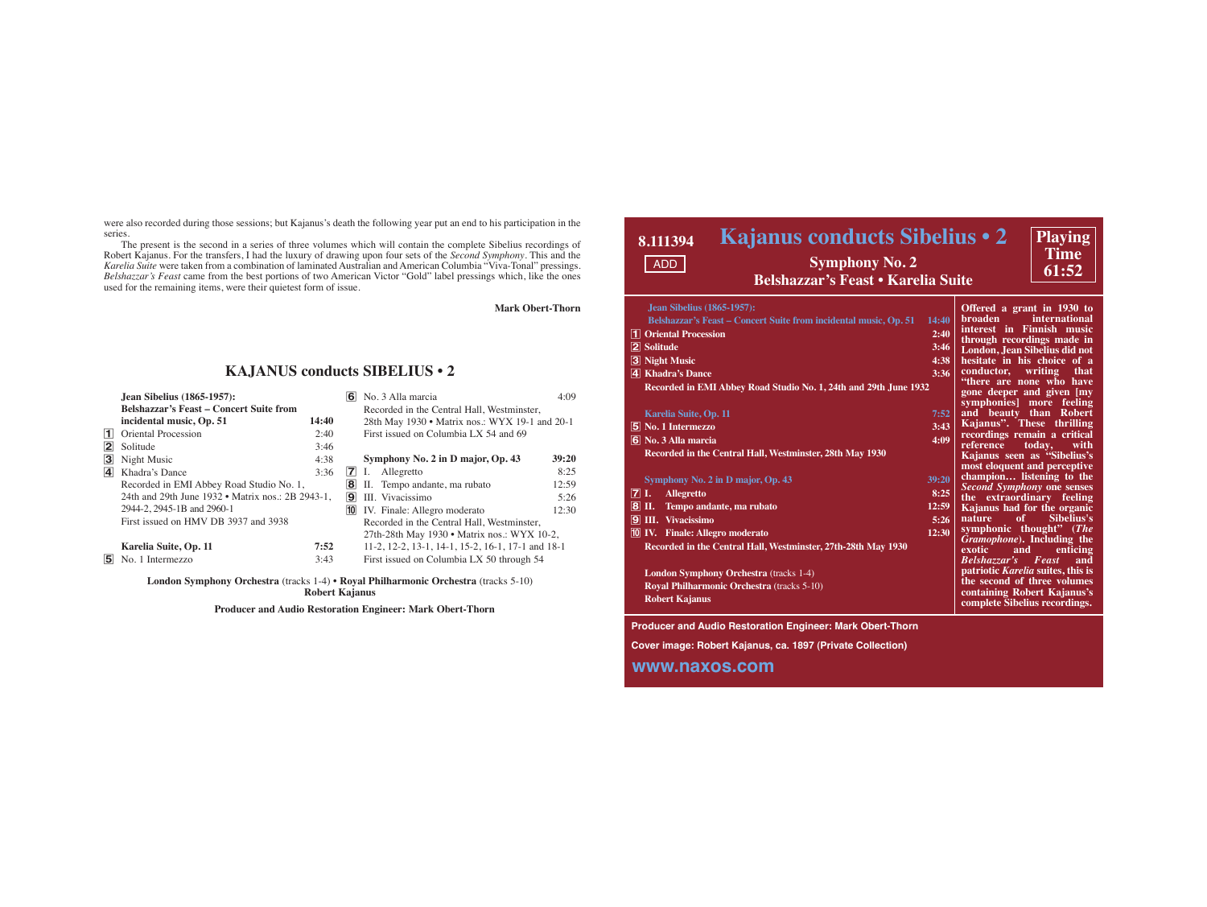were also recorded during those sessions; but Kajanus's death the following year put an end to his participation in the series.

The present is the second in a series of three volumes which will contain the complete Sibelius recordings of Robert Kajanus. For the transfers, I had the luxury of drawing upon four sets of the *Second Symphony*. This and the *Karelia Suite* were taken from a combination of laminated Australian and American Columbia "Viva-Tonal" pressings. *Belshazzar's Feast* came from the best portions of two American Victor "Gold" label pressings which, like the ones used for the remaining items, were their quietest form of issue.

**Mark Obert-Thorn**

## KAJANUS conducts SIBELIUS • 2

**Jean Sibelius (1865-1957):**
**Belshazzar's Feast – Concert Suite from incidental music, Op. 51** — **14:40**

1. Oriental Procession — 2:40
2. Solitude — 3:46
3. Night Music — 4:38
4. Khadra's Dance — 3:36

Recorded in EMI Abbey Road Studio No. 1, 24th and 29th June 1932 • Matrix nos.: 2B 2943-1, 2944-2, 2945-1B and 2960-1
First issued on HMV DB 3937 and 3938

**Karelia Suite, Op. 11** — **7:52**

5. No. 1 Intermezzo — 3:43
6. No. 3 Alla marcia — 4:09

Recorded in the Central Hall, Westminster, 28th May 1930 • Matrix nos.: WYX 19-1 and 20-1
First issued on Columbia LX 54 and 69

**Symphony No. 2 in D major, Op. 43** — **39:20**

7. I. Allegretto — 8:25
8. II. Tempo andante, ma rubato — 12:59
9. III. Vivacissimo — 5:26
10. IV. Finale: Allegro moderato — 12:30

Recorded in the Central Hall, Westminster, 27th-28th May 1930 • Matrix nos.: WYX 10-2, 11-2, 12-2, 13-1, 14-1, 15-2, 16-1, 17-1 and 18-1
First issued on Columbia LX 50 through 54

**London Symphony Orchestra** (tracks 1-4) • **Royal Philharmonic Orchestra** (tracks 5-10)
**Robert Kajanus**

**Producer and Audio Restoration Engineer: Mark Obert-Thorn**

---

**8.111394**

ADD

# Kajanus conducts Sibelius • 2

**Symphony No. 2**
**Belshazzar's Feast • Karelia Suite**

**Playing Time 61:52**

**Jean Sibelius (1865-1957):**
**Belshazzar's Feast – Concert Suite from incidental music, Op. 51** — **14:40**

1. **Oriental Procession** — **2:40**
2. **Solitude** — **3:46**
3. **Night Music** — **4:38**
4. **Khadra's Dance** — **3:36**

**Recorded in EMI Abbey Road Studio No. 1, 24th and 29th June 1932**

**Karelia Suite, Op. 11** — **7:52**

5. **No. 1 Intermezzo** — **3:43**
6. **No. 3 Alla marcia** — **4:09**

**Recorded in the Central Hall, Westminster, 28th May 1930**

**Symphony No. 2 in D major, Op. 43** — **39:20**

7. **I. Allegretto** — **8:25**
8. **II. Tempo andante, ma rubato** — **12:59**
9. **III. Vivacissimo** — **5:26**
10. **IV. Finale: Allegro moderato** — **12:30**

**Recorded in the Central Hall, Westminster, 27th-28th May 1930**

**London Symphony Orchestra** (tracks 1-4)
**Royal Philharmonic Orchestra** (tracks 5-10)
**Robert Kajanus**

**Offered a grant in 1930 to broaden international interest in Finnish music through recordings made in London, Jean Sibelius did not hesitate in his choice of a conductor, writing that "there are none who have gone deeper and given [my symphonies] more feeling and beauty than Robert Kajanus". These thrilling recordings remain a critical reference today, with Kajanus seen as "Sibelius's most eloquent and perceptive champion… listening to the *Second Symphony* one senses the extraordinary feeling Kajanus had for the organic nature of Sibelius's symphonic thought" (*The Gramophone*). Including the exotic and enticing *Belshazzar's Feast* and patriotic *Karelia* suites, this is the second of three volumes containing Robert Kajanus's complete Sibelius recordings.**

**Producer and Audio Restoration Engineer: Mark Obert-Thorn**

**Cover image: Robert Kajanus, ca. 1897 (Private Collection)**

**www.naxos.com**